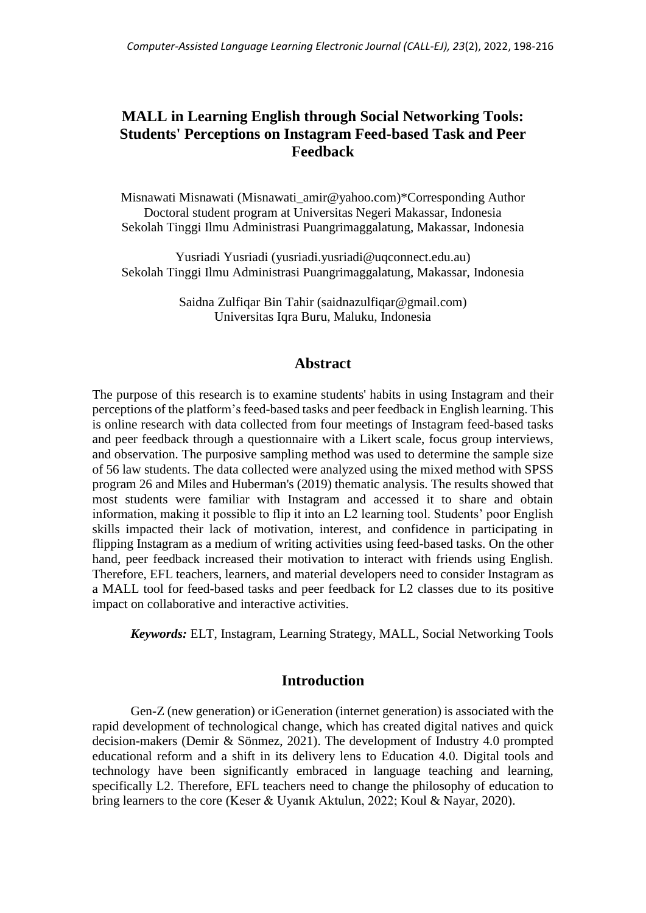# MALL in Learning English through Social Networking Tools: Students' Perceptions on Instagram Feed-based Task and Peer Feedback

Misnawati Misnawati (Misnawati_amir@yahoo.com)*Corresponding Author
Doctoral student program at Universitas Negeri Makassar, Indonesia
Sekolah Tinggi Ilmu Administrasi Puangrimaggalatung, Makassar, Indonesia

Yusriadi Yusriadi (yusriadi.yusriadi@uqconnect.edu.au)
Sekolah Tinggi Ilmu Administrasi Puangrimaggalatung, Makassar, Indonesia

Saidna Zulfiqar Bin Tahir (saidnazulfiqar@gmail.com)
Universitas Iqra Buru, Maluku, Indonesia

## Abstract

The purpose of this research is to examine students' habits in using Instagram and their perceptions of the platform's feed-based tasks and peer feedback in English learning. This is online research with data collected from four meetings of Instagram feed-based tasks and peer feedback through a questionnaire with a Likert scale, focus group interviews, and observation. The purposive sampling method was used to determine the sample size of 56 law students. The data collected were analyzed using the mixed method with SPSS program 26 and Miles and Huberman's (2019) thematic analysis. The results showed that most students were familiar with Instagram and accessed it to share and obtain information, making it possible to flip it into an L2 learning tool. Students' poor English skills impacted their lack of motivation, interest, and confidence in participating in flipping Instagram as a medium of writing activities using feed-based tasks. On the other hand, peer feedback increased their motivation to interact with friends using English. Therefore, EFL teachers, learners, and material developers need to consider Instagram as a MALL tool for feed-based tasks and peer feedback for L2 classes due to its positive impact on collaborative and interactive activities.

***Keywords:*** ELT, Instagram, Learning Strategy, MALL, Social Networking Tools

## Introduction

Gen-Z (new generation) or iGeneration (internet generation) is associated with the rapid development of technological change, which has created digital natives and quick decision-makers (Demir & Sönmez, 2021). The development of Industry 4.0 prompted educational reform and a shift in its delivery lens to Education 4.0. Digital tools and technology have been significantly embraced in language teaching and learning, specifically L2. Therefore, EFL teachers need to change the philosophy of education to bring learners to the core (Keser & Uyanık Aktulun, 2022; Koul & Nayar, 2020).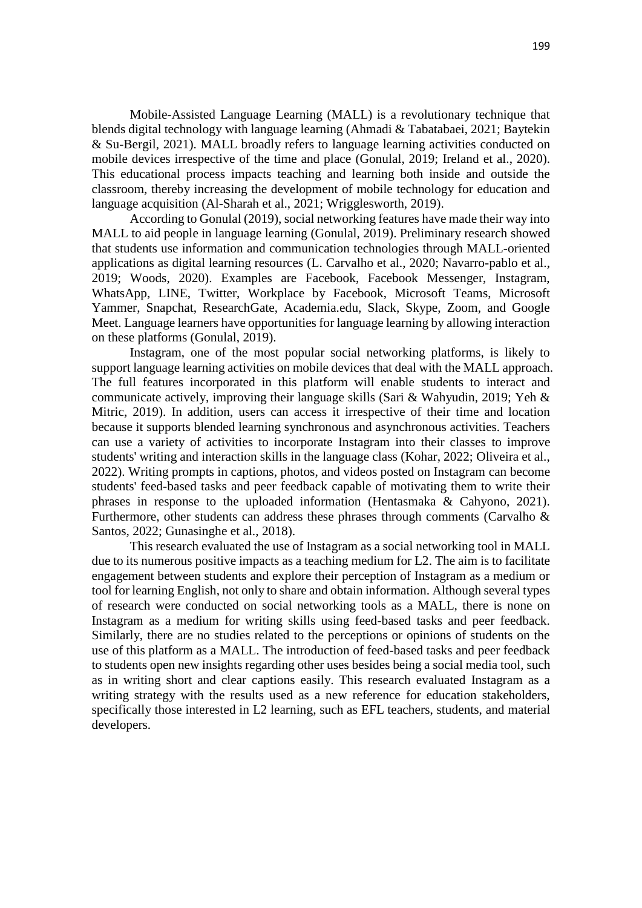Mobile-Assisted Language Learning (MALL) is a revolutionary technique that blends digital technology with language learning (Ahmadi & Tabatabaei, 2021; Baytekin & Su-Bergil, 2021). MALL broadly refers to language learning activities conducted on mobile devices irrespective of the time and place (Gonulal, 2019; Ireland et al., 2020). This educational process impacts teaching and learning both inside and outside the classroom, thereby increasing the development of mobile technology for education and language acquisition (Al-Sharah et al., 2021; Wrigglesworth, 2019).

According to Gonulal (2019), social networking features have made their way into MALL to aid people in language learning (Gonulal, 2019). Preliminary research showed that students use information and communication technologies through MALL-oriented applications as digital learning resources (L. Carvalho et al., 2020; Navarro-pablo et al., 2019; Woods, 2020). Examples are Facebook, Facebook Messenger, Instagram, WhatsApp, LINE, Twitter, Workplace by Facebook, Microsoft Teams, Microsoft Yammer, Snapchat, ResearchGate, Academia.edu, Slack, Skype, Zoom, and Google Meet. Language learners have opportunities for language learning by allowing interaction on these platforms (Gonulal, 2019).

Instagram, one of the most popular social networking platforms, is likely to support language learning activities on mobile devices that deal with the MALL approach. The full features incorporated in this platform will enable students to interact and communicate actively, improving their language skills (Sari & Wahyudin, 2019; Yeh & Mitric, 2019). In addition, users can access it irrespective of their time and location because it supports blended learning synchronous and asynchronous activities. Teachers can use a variety of activities to incorporate Instagram into their classes to improve students' writing and interaction skills in the language class (Kohar, 2022; Oliveira et al., 2022). Writing prompts in captions, photos, and videos posted on Instagram can become students' feed-based tasks and peer feedback capable of motivating them to write their phrases in response to the uploaded information (Hentasmaka & Cahyono, 2021). Furthermore, other students can address these phrases through comments (Carvalho & Santos, 2022; Gunasinghe et al., 2018).

This research evaluated the use of Instagram as a social networking tool in MALL due to its numerous positive impacts as a teaching medium for L2. The aim is to facilitate engagement between students and explore their perception of Instagram as a medium or tool for learning English, not only to share and obtain information. Although several types of research were conducted on social networking tools as a MALL, there is none on Instagram as a medium for writing skills using feed-based tasks and peer feedback. Similarly, there are no studies related to the perceptions or opinions of students on the use of this platform as a MALL. The introduction of feed-based tasks and peer feedback to students open new insights regarding other uses besides being a social media tool, such as in writing short and clear captions easily. This research evaluated Instagram as a writing strategy with the results used as a new reference for education stakeholders, specifically those interested in L2 learning, such as EFL teachers, students, and material developers.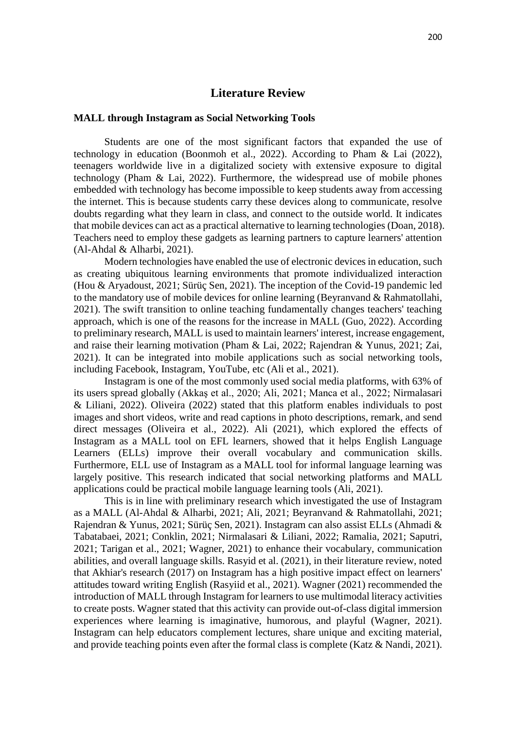# Literature Review

## MALL through Instagram as Social Networking Tools

Students are one of the most significant factors that expanded the use of technology in education (Boonmoh et al., 2022). According to Pham & Lai (2022), teenagers worldwide live in a digitalized society with extensive exposure to digital technology (Pham & Lai, 2022). Furthermore, the widespread use of mobile phones embedded with technology has become impossible to keep students away from accessing the internet. This is because students carry these devices along to communicate, resolve doubts regarding what they learn in class, and connect to the outside world. It indicates that mobile devices can act as a practical alternative to learning technologies (Doan, 2018). Teachers need to employ these gadgets as learning partners to capture learners' attention (Al-Ahdal & Alharbi, 2021).

Modern technologies have enabled the use of electronic devices in education, such as creating ubiquitous learning environments that promote individualized interaction (Hou & Aryadoust, 2021; Sürüç Sen, 2021). The inception of the Covid-19 pandemic led to the mandatory use of mobile devices for online learning (Beyranvand & Rahmatollahi, 2021). The swift transition to online teaching fundamentally changes teachers' teaching approach, which is one of the reasons for the increase in MALL (Guo, 2022). According to preliminary research, MALL is used to maintain learners' interest, increase engagement, and raise their learning motivation (Pham & Lai, 2022; Rajendran & Yunus, 2021; Zai, 2021). It can be integrated into mobile applications such as social networking tools, including Facebook, Instagram, YouTube, etc (Ali et al., 2021).

Instagram is one of the most commonly used social media platforms, with 63% of its users spread globally (Akkaş et al., 2020; Ali, 2021; Manca et al., 2022; Nirmalasari & Liliani, 2022). Oliveira (2022) stated that this platform enables individuals to post images and short videos, write and read captions in photo descriptions, remark, and send direct messages (Oliveira et al., 2022). Ali (2021), which explored the effects of Instagram as a MALL tool on EFL learners, showed that it helps English Language Learners (ELLs) improve their overall vocabulary and communication skills. Furthermore, ELL use of Instagram as a MALL tool for informal language learning was largely positive. This research indicated that social networking platforms and MALL applications could be practical mobile language learning tools (Ali, 2021).

This is in line with preliminary research which investigated the use of Instagram as a MALL (Al-Ahdal & Alharbi, 2021; Ali, 2021; Beyranvand & Rahmatollahi, 2021; Rajendran & Yunus, 2021; Sürüç Sen, 2021). Instagram can also assist ELLs (Ahmadi & Tabatabaei, 2021; Conklin, 2021; Nirmalasari & Liliani, 2022; Ramalia, 2021; Saputri, 2021; Tarigan et al., 2021; Wagner, 2021) to enhance their vocabulary, communication abilities, and overall language skills. Rasyid et al. (2021), in their literature review, noted that Akhiar's research (2017) on Instagram has a high positive impact effect on learners' attitudes toward writing English (Rasyiid et al., 2021). Wagner (2021) recommended the introduction of MALL through Instagram for learners to use multimodal literacy activities to create posts. Wagner stated that this activity can provide out-of-class digital immersion experiences where learning is imaginative, humorous, and playful (Wagner, 2021). Instagram can help educators complement lectures, share unique and exciting material, and provide teaching points even after the formal class is complete (Katz & Nandi, 2021).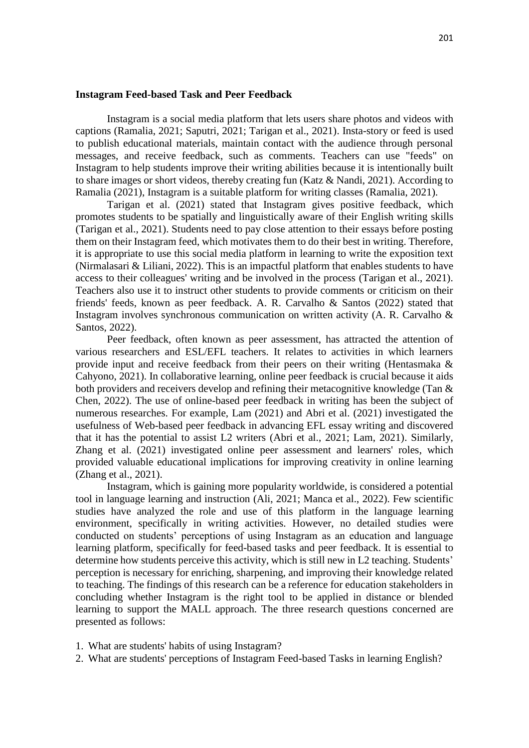### Instagram Feed-based Task and Peer Feedback

Instagram is a social media platform that lets users share photos and videos with captions (Ramalia, 2021; Saputri, 2021; Tarigan et al., 2021). Insta-story or feed is used to publish educational materials, maintain contact with the audience through personal messages, and receive feedback, such as comments. Teachers can use "feeds" on Instagram to help students improve their writing abilities because it is intentionally built to share images or short videos, thereby creating fun (Katz & Nandi, 2021). According to Ramalia (2021), Instagram is a suitable platform for writing classes (Ramalia, 2021).

Tarigan et al. (2021) stated that Instagram gives positive feedback, which promotes students to be spatially and linguistically aware of their English writing skills (Tarigan et al., 2021). Students need to pay close attention to their essays before posting them on their Instagram feed, which motivates them to do their best in writing. Therefore, it is appropriate to use this social media platform in learning to write the exposition text (Nirmalasari & Liliani, 2022). This is an impactful platform that enables students to have access to their colleagues' writing and be involved in the process (Tarigan et al., 2021). Teachers also use it to instruct other students to provide comments or criticism on their friends' feeds, known as peer feedback. A. R. Carvalho & Santos (2022) stated that Instagram involves synchronous communication on written activity (A. R. Carvalho & Santos, 2022).

Peer feedback, often known as peer assessment, has attracted the attention of various researchers and ESL/EFL teachers. It relates to activities in which learners provide input and receive feedback from their peers on their writing (Hentasmaka & Cahyono, 2021). In collaborative learning, online peer feedback is crucial because it aids both providers and receivers develop and refining their metacognitive knowledge (Tan & Chen, 2022). The use of online-based peer feedback in writing has been the subject of numerous researches. For example, Lam (2021) and Abri et al. (2021) investigated the usefulness of Web-based peer feedback in advancing EFL essay writing and discovered that it has the potential to assist L2 writers (Abri et al., 2021; Lam, 2021). Similarly, Zhang et al. (2021) investigated online peer assessment and learners' roles, which provided valuable educational implications for improving creativity in online learning (Zhang et al., 2021).

Instagram, which is gaining more popularity worldwide, is considered a potential tool in language learning and instruction (Ali, 2021; Manca et al., 2022). Few scientific studies have analyzed the role and use of this platform in the language learning environment, specifically in writing activities. However, no detailed studies were conducted on students' perceptions of using Instagram as an education and language learning platform, specifically for feed-based tasks and peer feedback. It is essential to determine how students perceive this activity, which is still new in L2 teaching. Students' perception is necessary for enriching, sharpening, and improving their knowledge related to teaching. The findings of this research can be a reference for education stakeholders in concluding whether Instagram is the right tool to be applied in distance or blended learning to support the MALL approach. The three research questions concerned are presented as follows:

1. What are students' habits of using Instagram?
2. What are students' perceptions of Instagram Feed-based Tasks in learning English?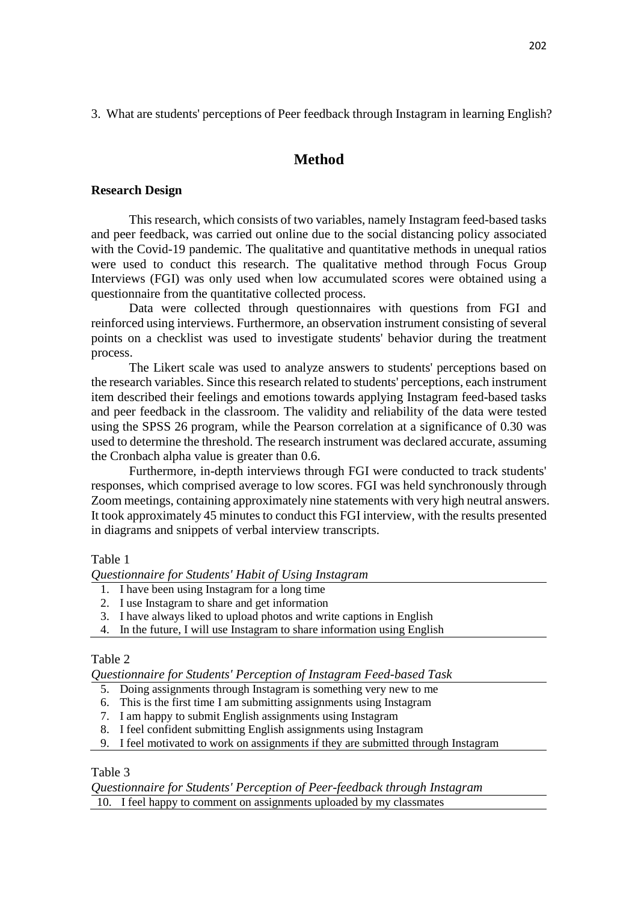3. What are students' perceptions of Peer feedback through Instagram in learning English?

## Method

### Research Design

This research, which consists of two variables, namely Instagram feed-based tasks and peer feedback, was carried out online due to the social distancing policy associated with the Covid-19 pandemic. The qualitative and quantitative methods in unequal ratios were used to conduct this research. The qualitative method through Focus Group Interviews (FGI) was only used when low accumulated scores were obtained using a questionnaire from the quantitative collected process.

Data were collected through questionnaires with questions from FGI and reinforced using interviews. Furthermore, an observation instrument consisting of several points on a checklist was used to investigate students' behavior during the treatment process.

The Likert scale was used to analyze answers to students' perceptions based on the research variables. Since this research related to students' perceptions, each instrument item described their feelings and emotions towards applying Instagram feed-based tasks and peer feedback in the classroom. The validity and reliability of the data were tested using the SPSS 26 program, while the Pearson correlation at a significance of 0.30 was used to determine the threshold. The research instrument was declared accurate, assuming the Cronbach alpha value is greater than 0.6.

Furthermore, in-depth interviews through FGI were conducted to track students' responses, which comprised average to low scores. FGI was held synchronously through Zoom meetings, containing approximately nine statements with very high neutral answers. It took approximately 45 minutes to conduct this FGI interview, with the results presented in diagrams and snippets of verbal interview transcripts.

Table 1

*Questionnaire for Students' Habit of Using Instagram*

| |
|---|
| 1. I have been using Instagram for a long time |
| 2. I use Instagram to share and get information |
| 3. I have always liked to upload photos and write captions in English |
| 4. In the future, I will use Instagram to share information using English |

Table 2

*Questionnaire for Students' Perception of Instagram Feed-based Task*

| |
|---|
| 5. Doing assignments through Instagram is something very new to me |
| 6. This is the first time I am submitting assignments using Instagram |
| 7. I am happy to submit English assignments using Instagram |
| 8. I feel confident submitting English assignments using Instagram |
| 9. I feel motivated to work on assignments if they are submitted through Instagram |

Table 3

*Questionnaire for Students' Perception of Peer-feedback through Instagram*

| |
|---|
| 10. I feel happy to comment on assignments uploaded by my classmates |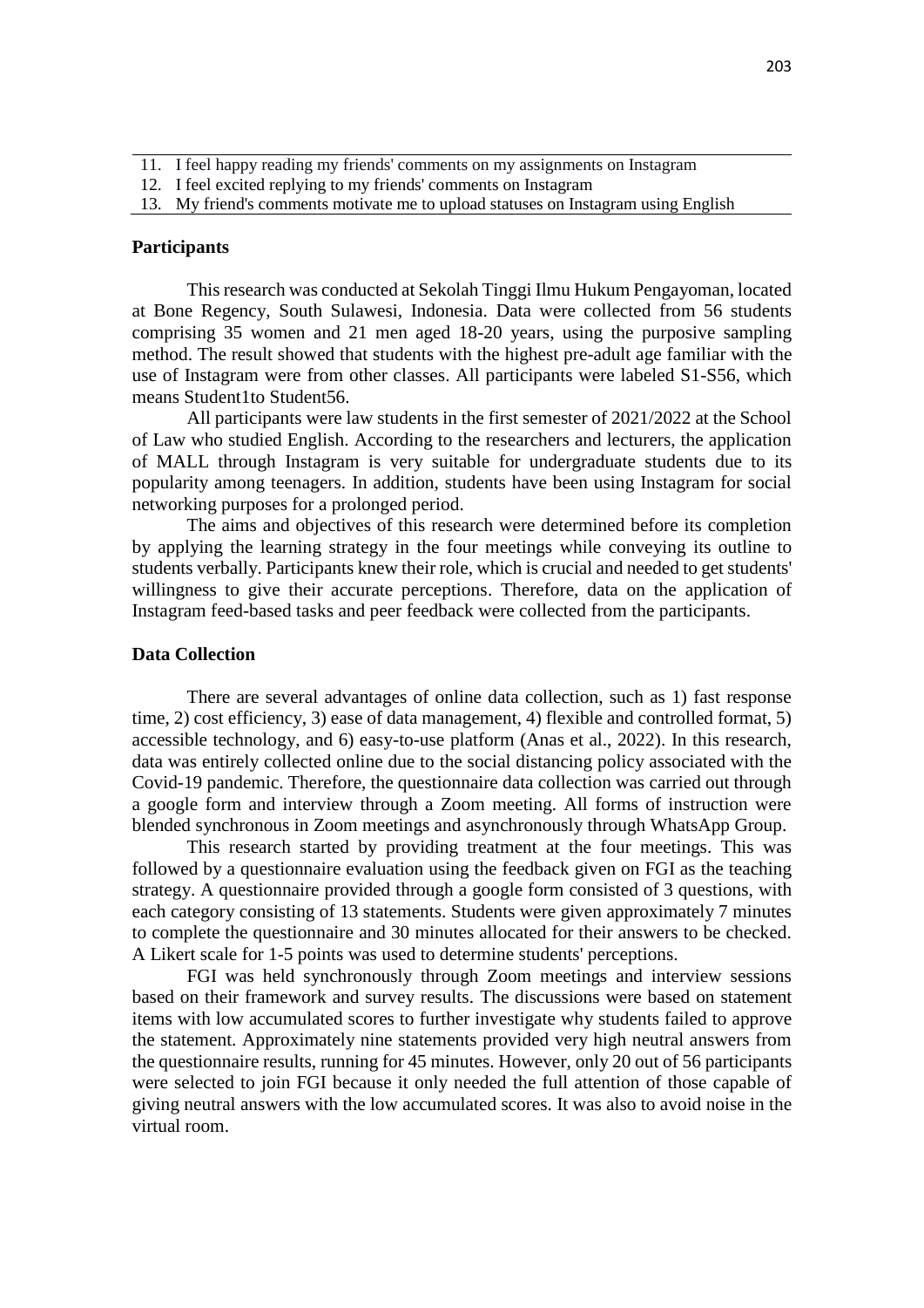| | |
|---|---|
| 11. | I feel happy reading my friends' comments on my assignments on Instagram |
| 12. | I feel excited replying to my friends' comments on Instagram |
| 13. | My friend's comments motivate me to upload statuses on Instagram using English |

## Participants

This research was conducted at Sekolah Tinggi Ilmu Hukum Pengayoman, located at Bone Regency, South Sulawesi, Indonesia. Data were collected from 56 students comprising 35 women and 21 men aged 18-20 years, using the purposive sampling method. The result showed that students with the highest pre-adult age familiar with the use of Instagram were from other classes. All participants were labeled S1-S56, which means Student1to Student56.

All participants were law students in the first semester of 2021/2022 at the School of Law who studied English. According to the researchers and lecturers, the application of MALL through Instagram is very suitable for undergraduate students due to its popularity among teenagers. In addition, students have been using Instagram for social networking purposes for a prolonged period.

The aims and objectives of this research were determined before its completion by applying the learning strategy in the four meetings while conveying its outline to students verbally. Participants knew their role, which is crucial and needed to get students' willingness to give their accurate perceptions. Therefore, data on the application of Instagram feed-based tasks and peer feedback were collected from the participants.

## Data Collection

There are several advantages of online data collection, such as 1) fast response time, 2) cost efficiency, 3) ease of data management, 4) flexible and controlled format, 5) accessible technology, and 6) easy-to-use platform (Anas et al., 2022). In this research, data was entirely collected online due to the social distancing policy associated with the Covid-19 pandemic. Therefore, the questionnaire data collection was carried out through a google form and interview through a Zoom meeting. All forms of instruction were blended synchronous in Zoom meetings and asynchronously through WhatsApp Group.

This research started by providing treatment at the four meetings. This was followed by a questionnaire evaluation using the feedback given on FGI as the teaching strategy. A questionnaire provided through a google form consisted of 3 questions, with each category consisting of 13 statements. Students were given approximately 7 minutes to complete the questionnaire and 30 minutes allocated for their answers to be checked. A Likert scale for 1-5 points was used to determine students' perceptions.

FGI was held synchronously through Zoom meetings and interview sessions based on their framework and survey results. The discussions were based on statement items with low accumulated scores to further investigate why students failed to approve the statement. Approximately nine statements provided very high neutral answers from the questionnaire results, running for 45 minutes. However, only 20 out of 56 participants were selected to join FGI because it only needed the full attention of those capable of giving neutral answers with the low accumulated scores. It was also to avoid noise in the virtual room.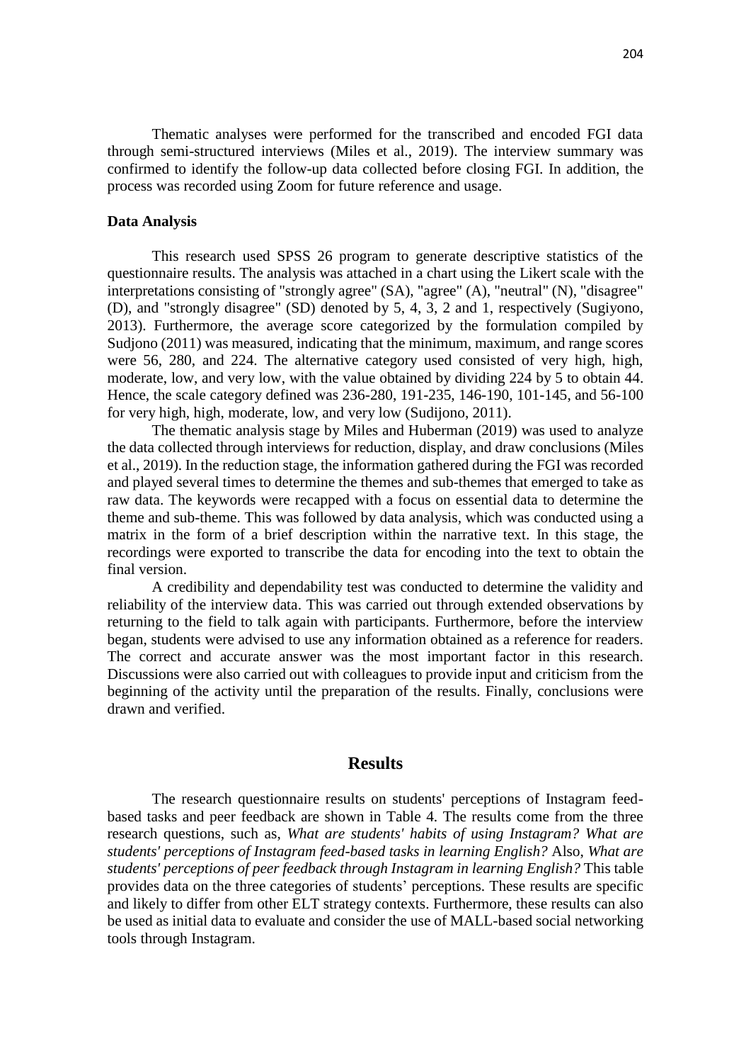Thematic analyses were performed for the transcribed and encoded FGI data through semi-structured interviews (Miles et al., 2019). The interview summary was confirmed to identify the follow-up data collected before closing FGI. In addition, the process was recorded using Zoom for future reference and usage.

### Data Analysis

This research used SPSS 26 program to generate descriptive statistics of the questionnaire results. The analysis was attached in a chart using the Likert scale with the interpretations consisting of "strongly agree" (SA), "agree" (A), "neutral" (N), "disagree" (D), and "strongly disagree" (SD) denoted by 5, 4, 3, 2 and 1, respectively (Sugiyono, 2013). Furthermore, the average score categorized by the formulation compiled by Sudjono (2011) was measured, indicating that the minimum, maximum, and range scores were 56, 280, and 224. The alternative category used consisted of very high, high, moderate, low, and very low, with the value obtained by dividing 224 by 5 to obtain 44. Hence, the scale category defined was 236-280, 191-235, 146-190, 101-145, and 56-100 for very high, high, moderate, low, and very low (Sudijono, 2011).

The thematic analysis stage by Miles and Huberman (2019) was used to analyze the data collected through interviews for reduction, display, and draw conclusions (Miles et al., 2019). In the reduction stage, the information gathered during the FGI was recorded and played several times to determine the themes and sub-themes that emerged to take as raw data. The keywords were recapped with a focus on essential data to determine the theme and sub-theme. This was followed by data analysis, which was conducted using a matrix in the form of a brief description within the narrative text. In this stage, the recordings were exported to transcribe the data for encoding into the text to obtain the final version.

A credibility and dependability test was conducted to determine the validity and reliability of the interview data. This was carried out through extended observations by returning to the field to talk again with participants. Furthermore, before the interview began, students were advised to use any information obtained as a reference for readers. The correct and accurate answer was the most important factor in this research. Discussions were also carried out with colleagues to provide input and criticism from the beginning of the activity until the preparation of the results. Finally, conclusions were drawn and verified.

## Results

The research questionnaire results on students' perceptions of Instagram feed-based tasks and peer feedback are shown in Table 4. The results come from the three research questions, such as, *What are students' habits of using Instagram? What are students' perceptions of Instagram feed-based tasks in learning English?* Also, *What are students' perceptions of peer feedback through Instagram in learning English?* This table provides data on the three categories of students' perceptions. These results are specific and likely to differ from other ELT strategy contexts. Furthermore, these results can also be used as initial data to evaluate and consider the use of MALL-based social networking tools through Instagram.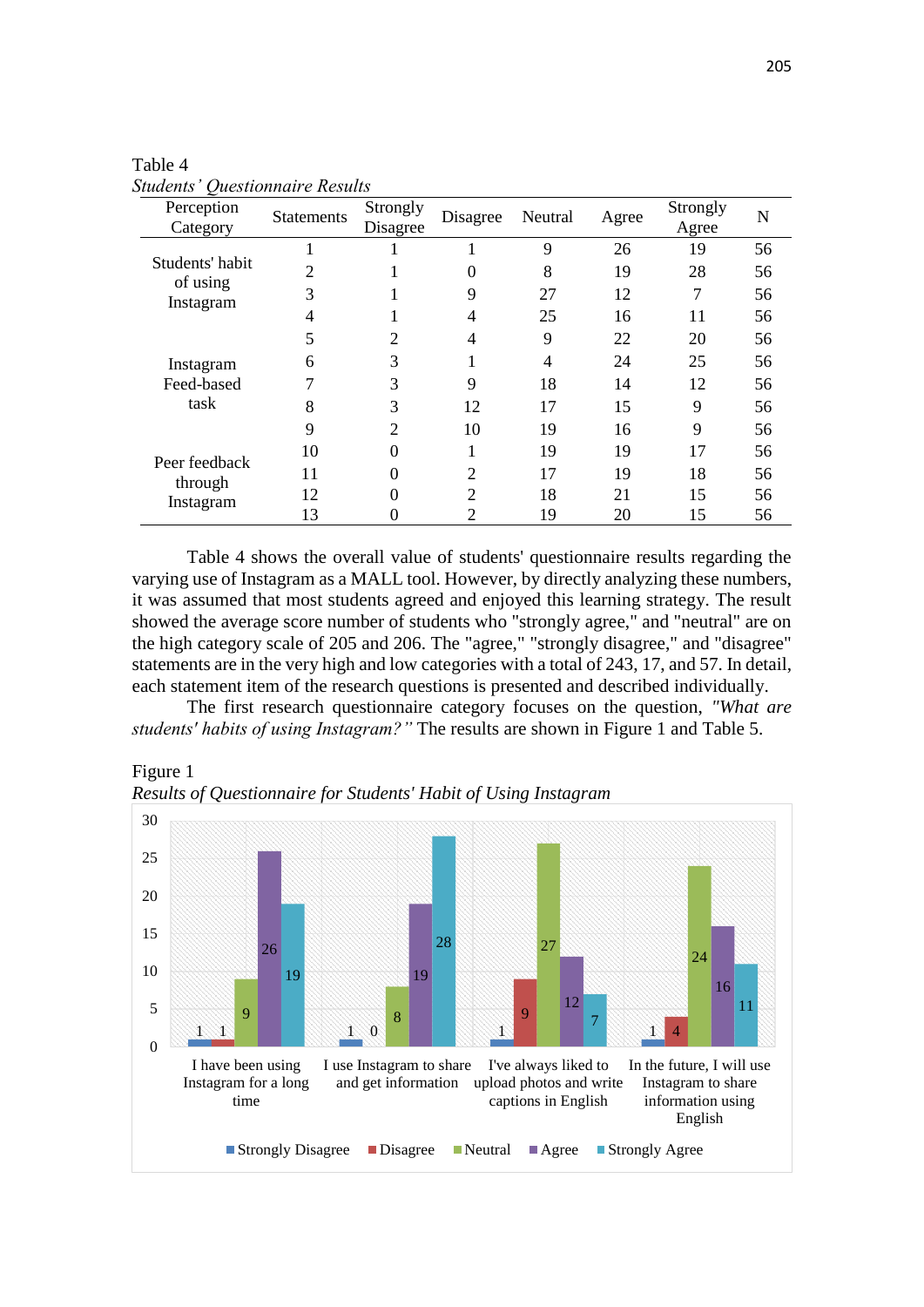Table 4

*Students' Questionnaire Results*

| Perception Category | Statements | Strongly Disagree | Disagree | Neutral | Agree | Strongly Agree | N |
|---|---|---|---|---|---|---|---|
| Students' habit of using Instagram | 1 | 1 | 1 | 9 | 26 | 19 | 56 |
| | 2 | 1 | 0 | 8 | 19 | 28 | 56 |
| | 3 | 1 | 9 | 27 | 12 | 7 | 56 |
| | 4 | 1 | 4 | 25 | 16 | 11 | 56 |
| Instagram Feed-based task | 5 | 2 | 4 | 9 | 22 | 20 | 56 |
| | 6 | 3 | 1 | 4 | 24 | 25 | 56 |
| | 7 | 3 | 9 | 18 | 14 | 12 | 56 |
| | 8 | 3 | 12 | 17 | 15 | 9 | 56 |
| | 9 | 2 | 10 | 19 | 16 | 9 | 56 |
| Peer feedback through Instagram | 10 | 0 | 1 | 19 | 19 | 17 | 56 |
| | 11 | 0 | 2 | 17 | 19 | 18 | 56 |
| | 12 | 0 | 2 | 18 | 21 | 15 | 56 |
| | 13 | 0 | 2 | 19 | 20 | 15 | 56 |

Table 4 shows the overall value of students' questionnaire results regarding the varying use of Instagram as a MALL tool. However, by directly analyzing these numbers, it was assumed that most students agreed and enjoyed this learning strategy. The result showed the average score number of students who "strongly agree," and "neutral" are on the high category scale of 205 and 206. The "agree," "strongly disagree," and "disagree" statements are in the very high and low categories with a total of 243, 17, and 57. In detail, each statement item of the research questions is presented and described individually.

The first research questionnaire category focuses on the question, *"What are students' habits of using Instagram?"* The results are shown in Figure 1 and Table 5.

Figure 1

*Results of Questionnaire for Students' Habit of Using Instagram*

| | Strongly Disagree | Disagree | Neutral | Agree | Strongly Agree |
|---|---|---|---|---|---|
| I have been using Instagram for a long time | 1 | 1 | 9 | 26 | 19 |
| I use Instagram to share and get information | 1 | 0 | 8 | 19 | 28 |
| I've always liked to upload photos and write captions in English | 1 | 9 | 27 | 12 | 7 |
| In the future, I will use Instagram to share information using English | 1 | 4 | 24 | 16 | 11 |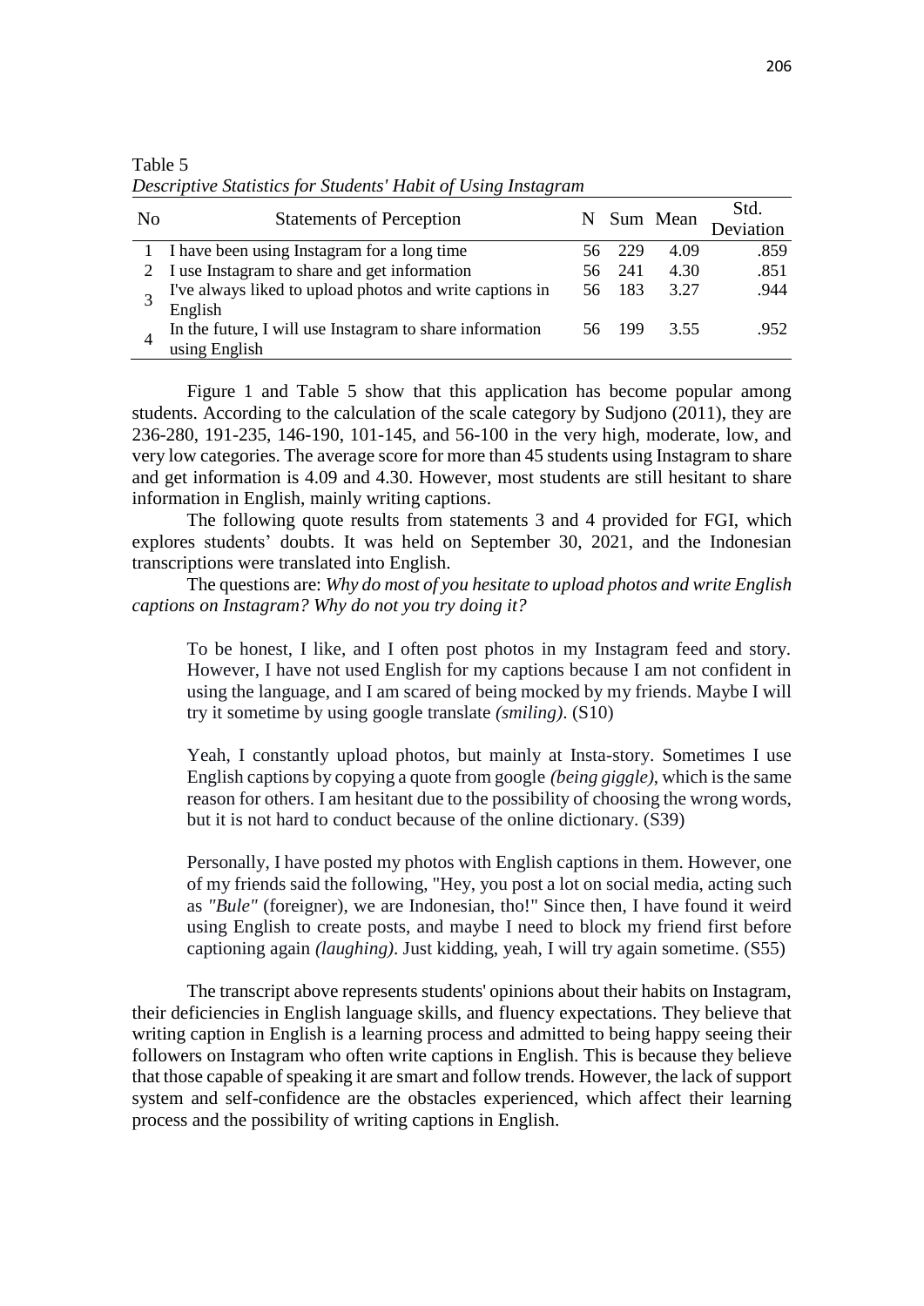Table 5
*Descriptive Statistics for Students' Habit of Using Instagram*

| No | Statements of Perception | N | Sum | Mean | Std. Deviation |
|---|---|---|---|---|---|
| 1 | I have been using Instagram for a long time | 56 | 229 | 4.09 | .859 |
| 2 | I use Instagram to share and get information | 56 | 241 | 4.30 | .851 |
| 3 | I've always liked to upload photos and write captions in English | 56 | 183 | 3.27 | .944 |
| 4 | In the future, I will use Instagram to share information using English | 56 | 199 | 3.55 | .952 |

Figure 1 and Table 5 show that this application has become popular among students. According to the calculation of the scale category by Sudjono (2011), they are 236-280, 191-235, 146-190, 101-145, and 56-100 in the very high, moderate, low, and very low categories. The average score for more than 45 students using Instagram to share and get information is 4.09 and 4.30. However, most students are still hesitant to share information in English, mainly writing captions.

The following quote results from statements 3 and 4 provided for FGI, which explores students' doubts. It was held on September 30, 2021, and the Indonesian transcriptions were translated into English.

The questions are: *Why do most of you hesitate to upload photos and write English captions on Instagram? Why do not you try doing it?*

> To be honest, I like, and I often post photos in my Instagram feed and story. However, I have not used English for my captions because I am not confident in using the language, and I am scared of being mocked by my friends. Maybe I will try it sometime by using google translate *(smiling)*. (S10)

> Yeah, I constantly upload photos, but mainly at Insta-story. Sometimes I use English captions by copying a quote from google *(being giggle)*, which is the same reason for others. I am hesitant due to the possibility of choosing the wrong words, but it is not hard to conduct because of the online dictionary. (S39)

> Personally, I have posted my photos with English captions in them. However, one of my friends said the following, "Hey, you post a lot on social media, acting such as *"Bule"* (foreigner), we are Indonesian, tho!" Since then, I have found it weird using English to create posts, and maybe I need to block my friend first before captioning again *(laughing)*. Just kidding, yeah, I will try again sometime. (S55)

The transcript above represents students' opinions about their habits on Instagram, their deficiencies in English language skills, and fluency expectations. They believe that writing caption in English is a learning process and admitted to being happy seeing their followers on Instagram who often write captions in English. This is because they believe that those capable of speaking it are smart and follow trends. However, the lack of support system and self-confidence are the obstacles experienced, which affect their learning process and the possibility of writing captions in English.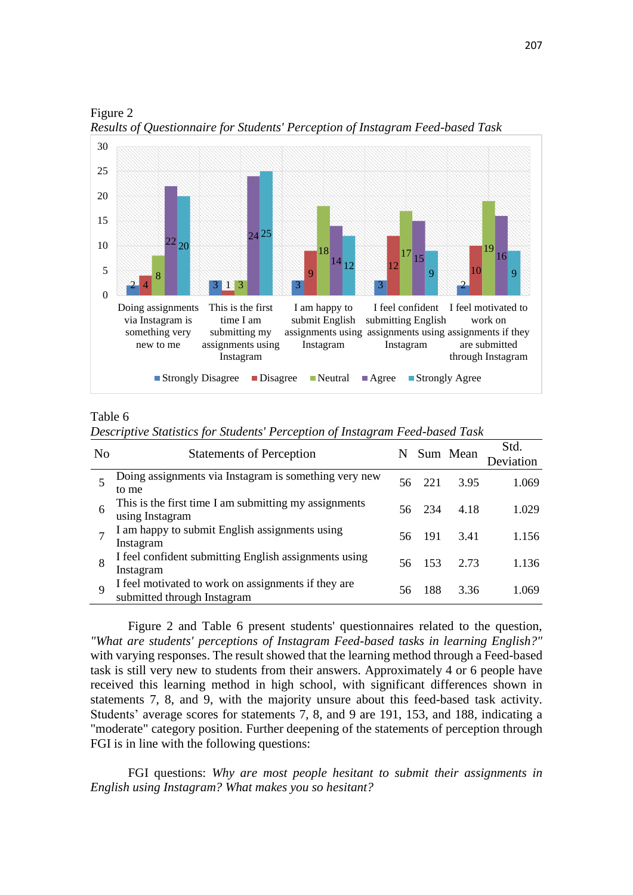Figure 2

*Results of Questionnaire for Students' Perception of Instagram Feed-based Task*

Table 6

*Descriptive Statistics for Students' Perception of Instagram Feed-based Task*

| No | Statements of Perception | N | Sum | Mean | Std. Deviation |
|---|---|---|---|---|---|
| 5 | Doing assignments via Instagram is something very new to me | 56 | 221 | 3.95 | 1.069 |
| 6 | This is the first time I am submitting my assignments using Instagram | 56 | 234 | 4.18 | 1.029 |
| 7 | I am happy to submit English assignments using Instagram | 56 | 191 | 3.41 | 1.156 |
| 8 | I feel confident submitting English assignments using Instagram | 56 | 153 | 2.73 | 1.136 |
| 9 | I feel motivated to work on assignments if they are submitted through Instagram | 56 | 188 | 3.36 | 1.069 |

Figure 2 and Table 6 present students' questionnaires related to the question, *"What are students' perceptions of Instagram Feed-based tasks in learning English?"* with varying responses. The result showed that the learning method through a Feed-based task is still very new to students from their answers. Approximately 4 or 6 people have received this learning method in high school, with significant differences shown in statements 7, 8, and 9, with the majority unsure about this feed-based task activity. Students' average scores for statements 7, 8, and 9 are 191, 153, and 188, indicating a "moderate" category position. Further deepening of the statements of perception through FGI is in line with the following questions:

FGI questions: *Why are most people hesitant to submit their assignments in English using Instagram? What makes you so hesitant?*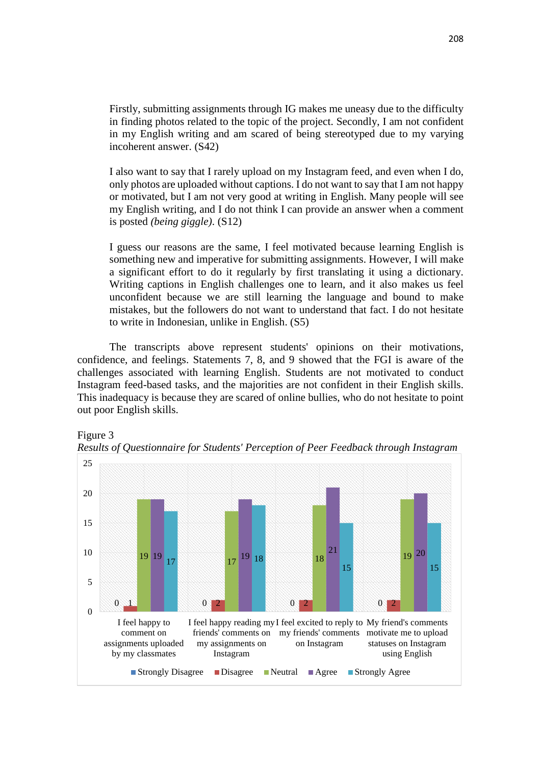> Firstly, submitting assignments through IG makes me uneasy due to the difficulty in finding photos related to the topic of the project. Secondly, I am not confident in my English writing and am scared of being stereotyped due to my varying incoherent answer. (S42)

> I also want to say that I rarely upload on my Instagram feed, and even when I do, only photos are uploaded without captions. I do not want to say that I am not happy or motivated, but I am not very good at writing in English. Many people will see my English writing, and I do not think I can provide an answer when a comment is posted *(being giggle)*. (S12)

> I guess our reasons are the same, I feel motivated because learning English is something new and imperative for submitting assignments. However, I will make a significant effort to do it regularly by first translating it using a dictionary. Writing captions in English challenges one to learn, and it also makes us feel unconfident because we are still learning the language and bound to make mistakes, but the followers do not want to understand that fact. I do not hesitate to write in Indonesian, unlike in English. (S5)

The transcripts above represent students' opinions on their motivations, confidence, and feelings. Statements 7, 8, and 9 showed that the FGI is aware of the challenges associated with learning English. Students are not motivated to conduct Instagram feed-based tasks, and the majorities are not confident in their English skills. This inadequacy is because they are scared of online bullies, who do not hesitate to point out poor English skills.

Figure 3

*Results of Questionnaire for Students' Perception of Peer Feedback through Instagram*

| Statement | Strongly Disagree | Disagree | Neutral | Agree | Strongly Agree |
|---|---|---|---|---|---|
| I feel happy to comment on assignments uploaded by my classmates | 0 | 1 | 19 | 19 | 17 |
| I feel happy reading my friends' comments on my assignments on Instagram | 0 | 2 | 17 | 19 | 18 |
| I feel excited to reply to my friends' comments on Instagram | 0 | 2 | 18 | 21 | 15 |
| My friend's comments motivate me to upload statuses on Instagram using English | 0 | 2 | 19 | 20 | 15 |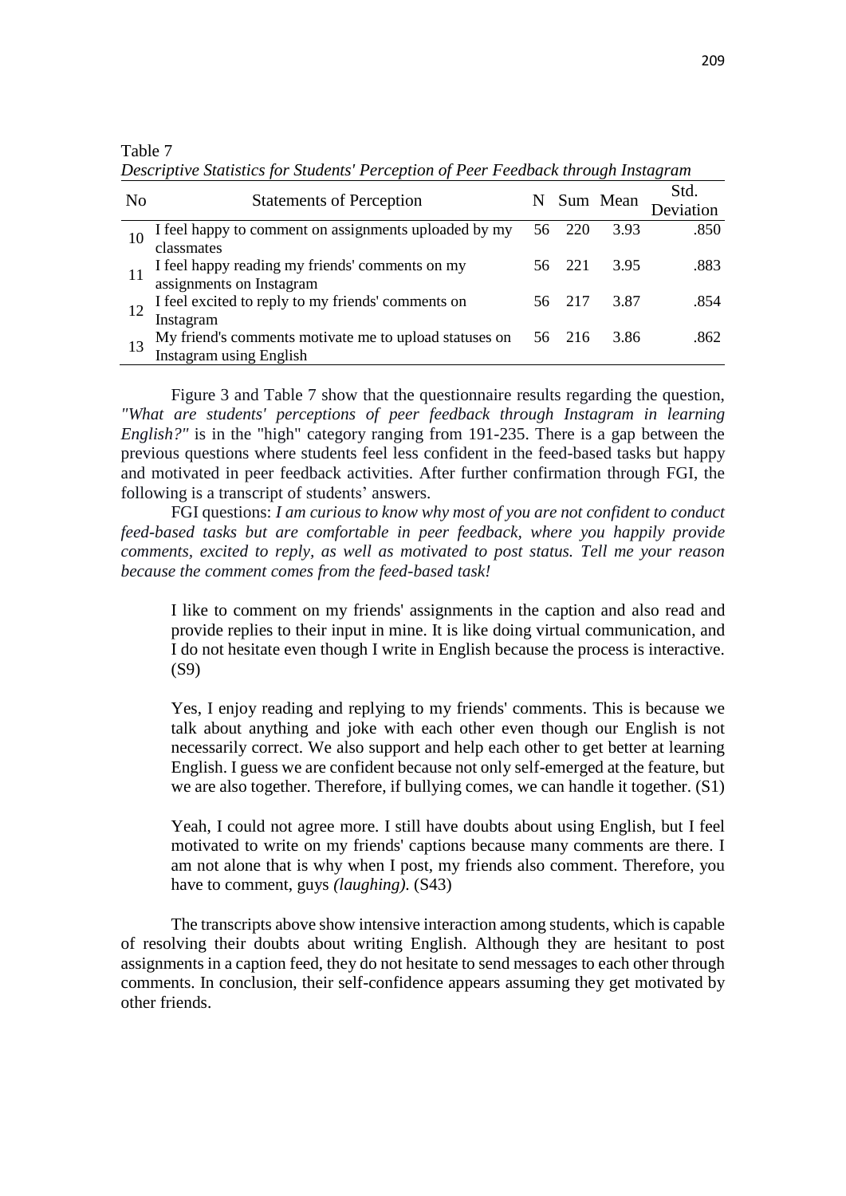Table 7

*Descriptive Statistics for Students' Perception of Peer Feedback through Instagram*

| No | Statements of Perception | N | Sum | Mean | Std. Deviation |
|---|---|---|---|---|---|
| 10 | I feel happy to comment on assignments uploaded by my classmates | 56 | 220 | 3.93 | .850 |
| 11 | I feel happy reading my friends' comments on my assignments on Instagram | 56 | 221 | 3.95 | .883 |
| 12 | I feel excited to reply to my friends' comments on Instagram | 56 | 217 | 3.87 | .854 |
| 13 | My friend's comments motivate me to upload statuses on Instagram using English | 56 | 216 | 3.86 | .862 |

Figure 3 and Table 7 show that the questionnaire results regarding the question, *"What are students' perceptions of peer feedback through Instagram in learning English?"* is in the "high" category ranging from 191-235. There is a gap between the previous questions where students feel less confident in the feed-based tasks but happy and motivated in peer feedback activities. After further confirmation through FGI, the following is a transcript of students' answers.

FGI questions: *I am curious to know why most of you are not confident to conduct feed-based tasks but are comfortable in peer feedback, where you happily provide comments, excited to reply, as well as motivated to post status. Tell me your reason because the comment comes from the feed-based task!*

> I like to comment on my friends' assignments in the caption and also read and provide replies to their input in mine. It is like doing virtual communication, and I do not hesitate even though I write in English because the process is interactive. (S9)

> Yes, I enjoy reading and replying to my friends' comments. This is because we talk about anything and joke with each other even though our English is not necessarily correct. We also support and help each other to get better at learning English. I guess we are confident because not only self-emerged at the feature, but we are also together. Therefore, if bullying comes, we can handle it together. (S1)

> Yeah, I could not agree more. I still have doubts about using English, but I feel motivated to write on my friends' captions because many comments are there. I am not alone that is why when I post, my friends also comment. Therefore, you have to comment, guys *(laughing).* (S43)

The transcripts above show intensive interaction among students, which is capable of resolving their doubts about writing English. Although they are hesitant to post assignments in a caption feed, they do not hesitate to send messages to each other through comments. In conclusion, their self-confidence appears assuming they get motivated by other friends.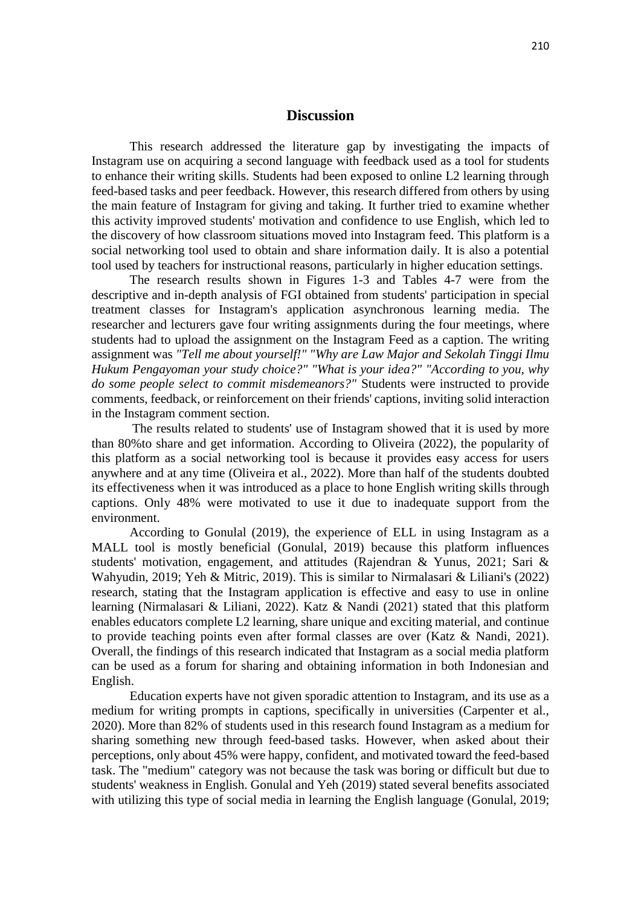## Discussion

This research addressed the literature gap by investigating the impacts of Instagram use on acquiring a second language with feedback used as a tool for students to enhance their writing skills. Students had been exposed to online L2 learning through feed-based tasks and peer feedback. However, this research differed from others by using the main feature of Instagram for giving and taking. It further tried to examine whether this activity improved students' motivation and confidence to use English, which led to the discovery of how classroom situations moved into Instagram feed. This platform is a social networking tool used to obtain and share information daily. It is also a potential tool used by teachers for instructional reasons, particularly in higher education settings.

The research results shown in Figures 1-3 and Tables 4-7 were from the descriptive and in-depth analysis of FGI obtained from students' participation in special treatment classes for Instagram's application asynchronous learning media. The researcher and lecturers gave four writing assignments during the four meetings, where students had to upload the assignment on the Instagram Feed as a caption. The writing assignment was *"Tell me about yourself!" "Why are Law Major and Sekolah Tinggi Ilmu Hukum Pengayoman your study choice?" "What is your idea?" "According to you, why do some people select to commit misdemeanors?"* Students were instructed to provide comments, feedback, or reinforcement on their friends' captions, inviting solid interaction in the Instagram comment section.

The results related to students' use of Instagram showed that it is used by more than 80%to share and get information. According to Oliveira (2022), the popularity of this platform as a social networking tool is because it provides easy access for users anywhere and at any time (Oliveira et al., 2022). More than half of the students doubted its effectiveness when it was introduced as a place to hone English writing skills through captions. Only 48% were motivated to use it due to inadequate support from the environment.

According to Gonulal (2019), the experience of ELL in using Instagram as a MALL tool is mostly beneficial (Gonulal, 2019) because this platform influences students' motivation, engagement, and attitudes (Rajendran & Yunus, 2021; Sari & Wahyudin, 2019; Yeh & Mitric, 2019). This is similar to Nirmalasari & Liliani's (2022) research, stating that the Instagram application is effective and easy to use in online learning (Nirmalasari & Liliani, 2022). Katz & Nandi (2021) stated that this platform enables educators complete L2 learning, share unique and exciting material, and continue to provide teaching points even after formal classes are over (Katz & Nandi, 2021). Overall, the findings of this research indicated that Instagram as a social media platform can be used as a forum for sharing and obtaining information in both Indonesian and English.

Education experts have not given sporadic attention to Instagram, and its use as a medium for writing prompts in captions, specifically in universities (Carpenter et al., 2020). More than 82% of students used in this research found Instagram as a medium for sharing something new through feed-based tasks. However, when asked about their perceptions, only about 45% were happy, confident, and motivated toward the feed-based task. The "medium" category was not because the task was boring or difficult but due to students' weakness in English. Gonulal and Yeh (2019) stated several benefits associated with utilizing this type of social media in learning the English language (Gonulal, 2019;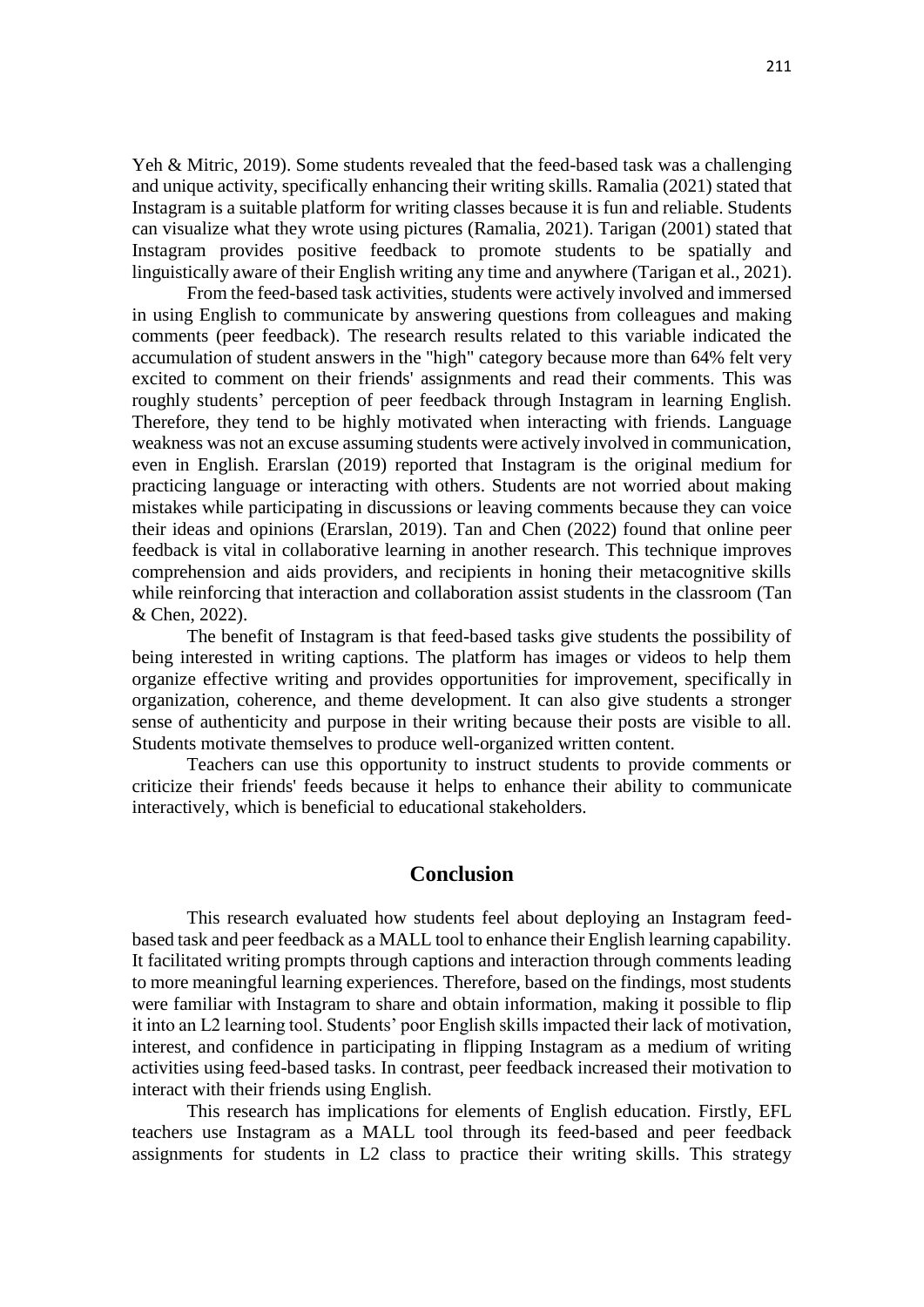Yeh & Mitric, 2019). Some students revealed that the feed-based task was a challenging and unique activity, specifically enhancing their writing skills. Ramalia (2021) stated that Instagram is a suitable platform for writing classes because it is fun and reliable. Students can visualize what they wrote using pictures (Ramalia, 2021). Tarigan (2001) stated that Instagram provides positive feedback to promote students to be spatially and linguistically aware of their English writing any time and anywhere (Tarigan et al., 2021).

From the feed-based task activities, students were actively involved and immersed in using English to communicate by answering questions from colleagues and making comments (peer feedback). The research results related to this variable indicated the accumulation of student answers in the "high" category because more than 64% felt very excited to comment on their friends' assignments and read their comments. This was roughly students' perception of peer feedback through Instagram in learning English. Therefore, they tend to be highly motivated when interacting with friends. Language weakness was not an excuse assuming students were actively involved in communication, even in English. Erarslan (2019) reported that Instagram is the original medium for practicing language or interacting with others. Students are not worried about making mistakes while participating in discussions or leaving comments because they can voice their ideas and opinions (Erarslan, 2019). Tan and Chen (2022) found that online peer feedback is vital in collaborative learning in another research. This technique improves comprehension and aids providers, and recipients in honing their metacognitive skills while reinforcing that interaction and collaboration assist students in the classroom (Tan & Chen, 2022).

The benefit of Instagram is that feed-based tasks give students the possibility of being interested in writing captions. The platform has images or videos to help them organize effective writing and provides opportunities for improvement, specifically in organization, coherence, and theme development. It can also give students a stronger sense of authenticity and purpose in their writing because their posts are visible to all. Students motivate themselves to produce well-organized written content.

Teachers can use this opportunity to instruct students to provide comments or criticize their friends' feeds because it helps to enhance their ability to communicate interactively, which is beneficial to educational stakeholders.

## Conclusion

This research evaluated how students feel about deploying an Instagram feed-based task and peer feedback as a MALL tool to enhance their English learning capability. It facilitated writing prompts through captions and interaction through comments leading to more meaningful learning experiences. Therefore, based on the findings, most students were familiar with Instagram to share and obtain information, making it possible to flip it into an L2 learning tool. Students' poor English skills impacted their lack of motivation, interest, and confidence in participating in flipping Instagram as a medium of writing activities using feed-based tasks. In contrast, peer feedback increased their motivation to interact with their friends using English.

This research has implications for elements of English education. Firstly, EFL teachers use Instagram as a MALL tool through its feed-based and peer feedback assignments for students in L2 class to practice their writing skills. This strategy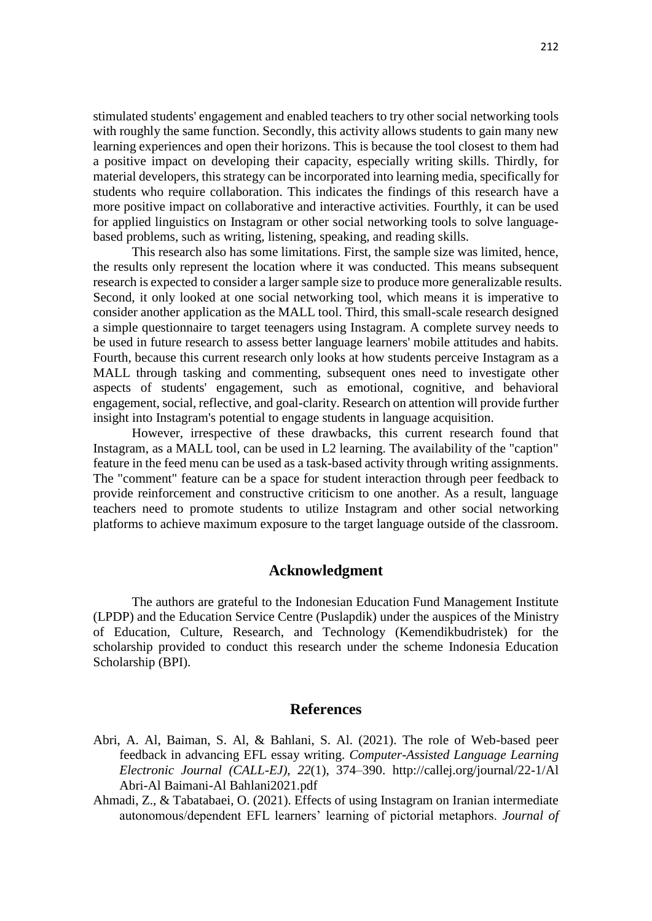stimulated students' engagement and enabled teachers to try other social networking tools with roughly the same function. Secondly, this activity allows students to gain many new learning experiences and open their horizons. This is because the tool closest to them had a positive impact on developing their capacity, especially writing skills. Thirdly, for material developers, this strategy can be incorporated into learning media, specifically for students who require collaboration. This indicates the findings of this research have a more positive impact on collaborative and interactive activities. Fourthly, it can be used for applied linguistics on Instagram or other social networking tools to solve language-based problems, such as writing, listening, speaking, and reading skills.

This research also has some limitations. First, the sample size was limited, hence, the results only represent the location where it was conducted. This means subsequent research is expected to consider a larger sample size to produce more generalizable results. Second, it only looked at one social networking tool, which means it is imperative to consider another application as the MALL tool. Third, this small-scale research designed a simple questionnaire to target teenagers using Instagram. A complete survey needs to be used in future research to assess better language learners' mobile attitudes and habits. Fourth, because this current research only looks at how students perceive Instagram as a MALL through tasking and commenting, subsequent ones need to investigate other aspects of students' engagement, such as emotional, cognitive, and behavioral engagement, social, reflective, and goal-clarity. Research on attention will provide further insight into Instagram's potential to engage students in language acquisition.

However, irrespective of these drawbacks, this current research found that Instagram, as a MALL tool, can be used in L2 learning. The availability of the "caption" feature in the feed menu can be used as a task-based activity through writing assignments. The "comment" feature can be a space for student interaction through peer feedback to provide reinforcement and constructive criticism to one another. As a result, language teachers need to promote students to utilize Instagram and other social networking platforms to achieve maximum exposure to the target language outside of the classroom.

## Acknowledgment

The authors are grateful to the Indonesian Education Fund Management Institute (LPDP) and the Education Service Centre (Puslapdik) under the auspices of the Ministry of Education, Culture, Research, and Technology (Kemendikbudristek) for the scholarship provided to conduct this research under the scheme Indonesia Education Scholarship (BPI).

## References

Abri, A. Al, Baiman, S. Al, & Bahlani, S. Al. (2021). The role of Web-based peer feedback in advancing EFL essay writing. *Computer-Assisted Language Learning Electronic Journal (CALL-EJ)*, *22*(1), 374–390. http://callej.org/journal/22-1/Al Abri-Al Baimani-Al Bahlani2021.pdf

Ahmadi, Z., & Tabatabaei, O. (2021). Effects of using Instagram on Iranian intermediate autonomous/dependent EFL learners' learning of pictorial metaphors. *Journal of*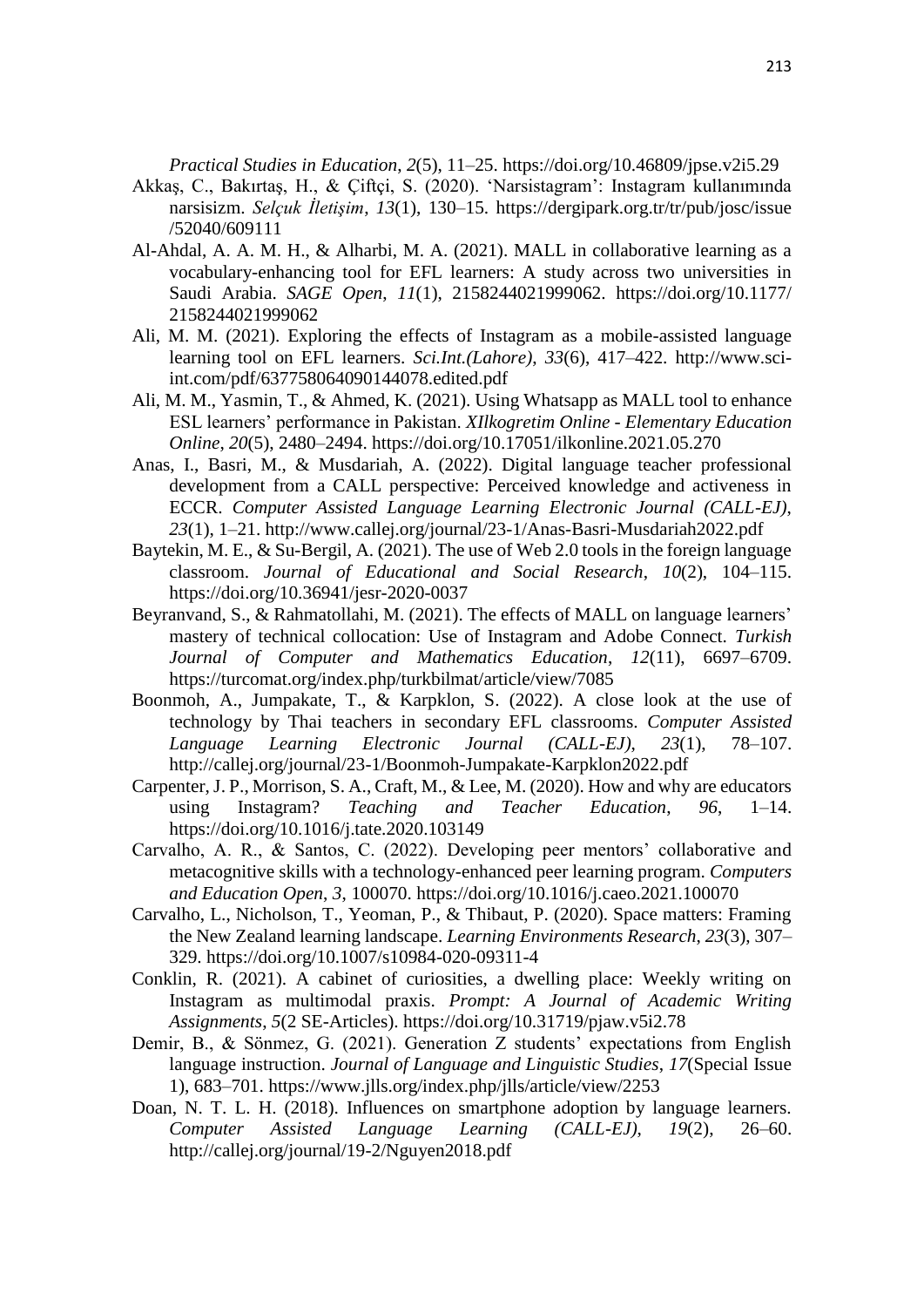*Practical Studies in Education*, *2*(5), 11–25. https://doi.org/10.46809/jpse.v2i5.29

Akkaş, C., Bakırtaş, H., & Çiftçi, S. (2020). 'Narsistagram': Instagram kullanımında narsisizm. *Selçuk İletişim*, *13*(1), 130–15. https://dergipark.org.tr/tr/pub/josc/issue/52040/609111

Al-Ahdal, A. A. M. H., & Alharbi, M. A. (2021). MALL in collaborative learning as a vocabulary-enhancing tool for EFL learners: A study across two universities in Saudi Arabia. *SAGE Open*, *11*(1), 2158244021999062. https://doi.org/10.1177/2158244021999062

Ali, M. M. (2021). Exploring the effects of Instagram as a mobile-assisted language learning tool on EFL learners. *Sci.Int.(Lahore)*, *33*(6), 417–422. http://www.sci-int.com/pdf/637758064090144078.edited.pdf

Ali, M. M., Yasmin, T., & Ahmed, K. (2021). Using Whatsapp as MALL tool to enhance ESL learners' performance in Pakistan. *XIlkogretim Online - Elementary Education Online*, *20*(5), 2480–2494. https://doi.org/10.17051/ilkonline.2021.05.270

Anas, I., Basri, M., & Musdariah, A. (2022). Digital language teacher professional development from a CALL perspective: Perceived knowledge and activeness in ECCR. *Computer Assisted Language Learning Electronic Journal (CALL-EJ)*, *23*(1), 1–21. http://www.callej.org/journal/23-1/Anas-Basri-Musdariah2022.pdf

Baytekin, M. E., & Su-Bergil, A. (2021). The use of Web 2.0 tools in the foreign language classroom. *Journal of Educational and Social Research*, *10*(2), 104–115. https://doi.org/10.36941/jesr-2020-0037

Beyranvand, S., & Rahmatollahi, M. (2021). The effects of MALL on language learners' mastery of technical collocation: Use of Instagram and Adobe Connect. *Turkish Journal of Computer and Mathematics Education*, *12*(11), 6697–6709. https://turcomat.org/index.php/turkbilmat/article/view/7085

Boonmoh, A., Jumpakate, T., & Karpklon, S. (2022). A close look at the use of technology by Thai teachers in secondary EFL classrooms. *Computer Assisted Language Learning Electronic Journal (CALL-EJ)*, *23*(1), 78–107. http://callej.org/journal/23-1/Boonmoh-Jumpakate-Karpklon2022.pdf

Carpenter, J. P., Morrison, S. A., Craft, M., & Lee, M. (2020). How and why are educators using Instagram? *Teaching and Teacher Education*, *96*, 1–14. https://doi.org/10.1016/j.tate.2020.103149

Carvalho, A. R., & Santos, C. (2022). Developing peer mentors' collaborative and metacognitive skills with a technology-enhanced peer learning program. *Computers and Education Open*, *3*, 100070. https://doi.org/10.1016/j.caeo.2021.100070

Carvalho, L., Nicholson, T., Yeoman, P., & Thibaut, P. (2020). Space matters: Framing the New Zealand learning landscape. *Learning Environments Research*, *23*(3), 307–329. https://doi.org/10.1007/s10984-020-09311-4

Conklin, R. (2021). A cabinet of curiosities, a dwelling place: Weekly writing on Instagram as multimodal praxis. *Prompt: A Journal of Academic Writing Assignments*, *5*(2 SE-Articles). https://doi.org/10.31719/pjaw.v5i2.78

Demir, B., & Sönmez, G. (2021). Generation Z students' expectations from English language instruction. *Journal of Language and Linguistic Studies*, *17*(Special Issue 1), 683–701. https://www.jlls.org/index.php/jlls/article/view/2253

Doan, N. T. L. H. (2018). Influences on smartphone adoption by language learners. *Computer Assisted Language Learning (CALL-EJ)*, *19*(2), 26–60. http://callej.org/journal/19-2/Nguyen2018.pdf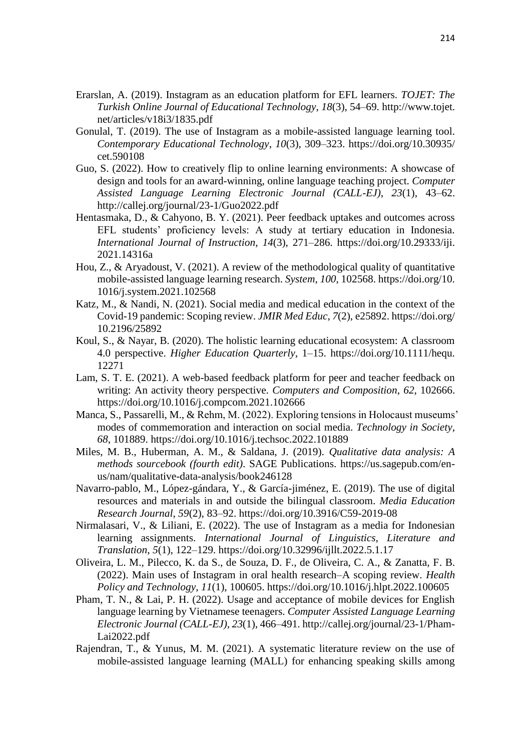Erarslan, A. (2019). Instagram as an education platform for EFL learners. *TOJET: The Turkish Online Journal of Educational Technology*, *18*(3), 54–69. http://www.tojet.net/articles/v18i3/1835.pdf

Gonulal, T. (2019). The use of Instagram as a mobile-assisted language learning tool. *Contemporary Educational Technology*, *10*(3), 309–323. https://doi.org/10.30935/cet.590108

Guo, S. (2022). How to creatively flip to online learning environments: A showcase of design and tools for an award-winning, online language teaching project. *Computer Assisted Language Learning Electronic Journal (CALL-EJ)*, *23*(1), 43–62. http://callej.org/journal/23-1/Guo2022.pdf

Hentasmaka, D., & Cahyono, B. Y. (2021). Peer feedback uptakes and outcomes across EFL students' proficiency levels: A study at tertiary education in Indonesia. *International Journal of Instruction*, *14*(3), 271–286. https://doi.org/10.29333/iji.2021.14316a

Hou, Z., & Aryadoust, V. (2021). A review of the methodological quality of quantitative mobile-assisted language learning research. *System*, *100*, 102568. https://doi.org/10.1016/j.system.2021.102568

Katz, M., & Nandi, N. (2021). Social media and medical education in the context of the Covid-19 pandemic: Scoping review. *JMIR Med Educ*, *7*(2), e25892. https://doi.org/10.2196/25892

Koul, S., & Nayar, B. (2020). The holistic learning educational ecosystem: A classroom 4.0 perspective. *Higher Education Quarterly*, 1–15. https://doi.org/10.1111/hequ.12271

Lam, S. T. E. (2021). A web-based feedback platform for peer and teacher feedback on writing: An activity theory perspective. *Computers and Composition*, *62*, 102666. https://doi.org/10.1016/j.compcom.2021.102666

Manca, S., Passarelli, M., & Rehm, M. (2022). Exploring tensions in Holocaust museums' modes of commemoration and interaction on social media. *Technology in Society*, *68*, 101889. https://doi.org/10.1016/j.techsoc.2022.101889

Miles, M. B., Huberman, A. M., & Saldana, J. (2019). *Qualitative data analysis: A methods sourcebook (fourth edit)*. SAGE Publications. https://us.sagepub.com/en-us/nam/qualitative-data-analysis/book246128

Navarro-pablo, M., López-gándara, Y., & García-jiménez, E. (2019). The use of digital resources and materials in and outside the bilingual classroom. *Media Education Research Journal*, *59*(2), 83–92. https://doi.org/10.3916/C59-2019-08

Nirmalasari, V., & Liliani, E. (2022). The use of Instagram as a media for Indonesian learning assignments. *International Journal of Linguistics, Literature and Translation*, *5*(1), 122–129. https://doi.org/10.32996/ijllt.2022.5.1.17

Oliveira, L. M., Pilecco, K. da S., de Souza, D. F., de Oliveira, C. A., & Zanatta, F. B. (2022). Main uses of Instagram in oral health research–A scoping review. *Health Policy and Technology*, *11*(1), 100605. https://doi.org/10.1016/j.hlpt.2022.100605

Pham, T. N., & Lai, P. H. (2022). Usage and acceptance of mobile devices for English language learning by Vietnamese teenagers. *Computer Assisted Language Learning Electronic Journal (CALL-EJ)*, *23*(1), 466–491. http://callej.org/journal/23-1/Pham-Lai2022.pdf

Rajendran, T., & Yunus, M. M. (2021). A systematic literature review on the use of mobile-assisted language learning (MALL) for enhancing speaking skills among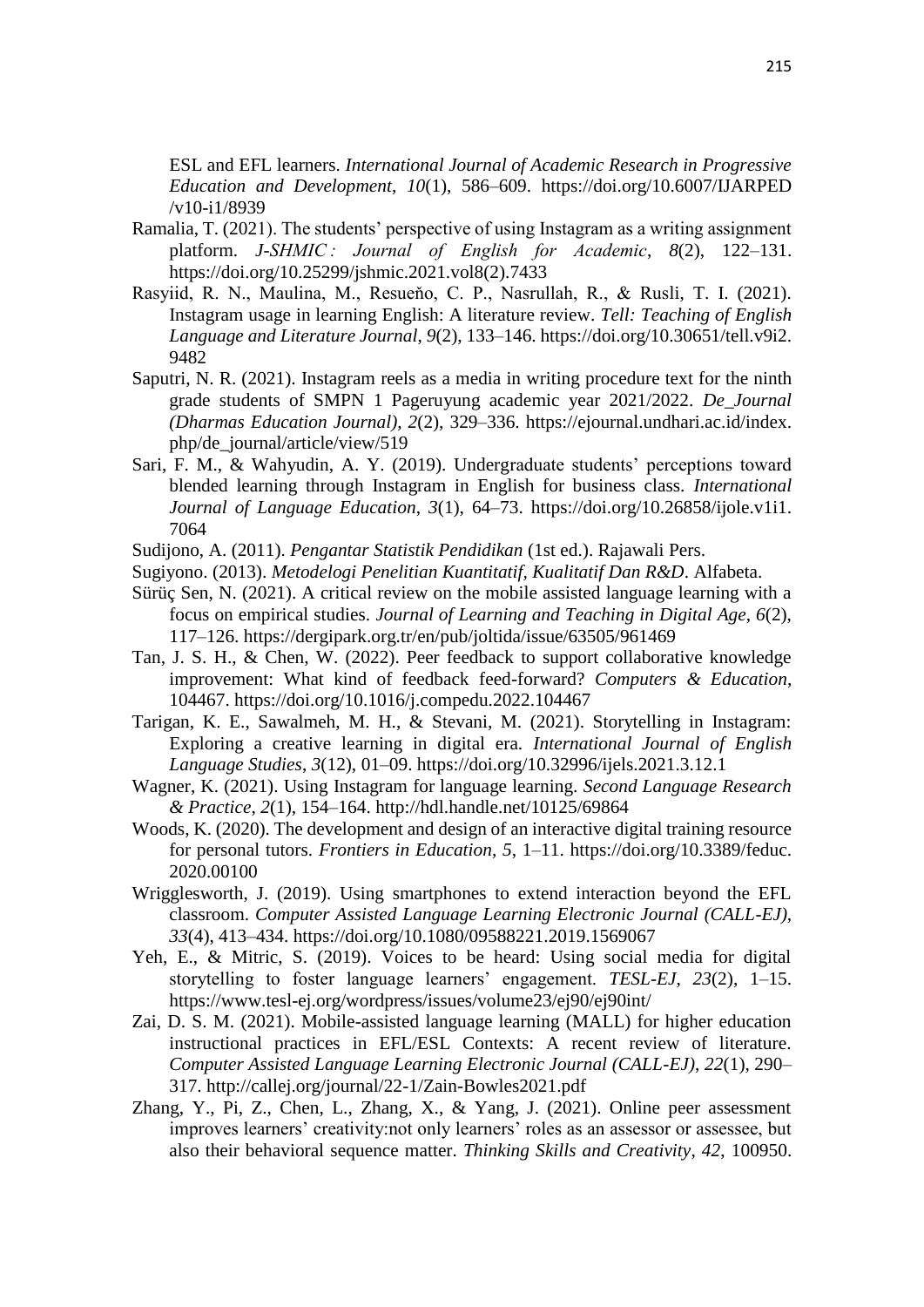ESL and EFL learners. *International Journal of Academic Research in Progressive Education and Development*, *10*(1), 586–609. https://doi.org/10.6007/IJARPED/v10-i1/8939

Ramalia, T. (2021). The students' perspective of using Instagram as a writing assignment platform. *J-SHMIC : Journal of English for Academic*, *8*(2), 122–131. https://doi.org/10.25299/jshmic.2021.vol8(2).7433

Rasyiid, R. N., Maulina, M., Resueňo, C. P., Nasrullah, R., & Rusli, T. I. (2021). Instagram usage in learning English: A literature review. *Tell: Teaching of English Language and Literature Journal*, *9*(2), 133–146. https://doi.org/10.30651/tell.v9i2.9482

Saputri, N. R. (2021). Instagram reels as a media in writing procedure text for the ninth grade students of SMPN 1 Pageruyung academic year 2021/2022. *De_Journal (Dharmas Education Journal)*, *2*(2), 329–336. https://ejournal.undhari.ac.id/index.php/de_journal/article/view/519

Sari, F. M., & Wahyudin, A. Y. (2019). Undergraduate students' perceptions toward blended learning through Instagram in English for business class. *International Journal of Language Education*, *3*(1), 64–73. https://doi.org/10.26858/ijole.v1i1.7064

Sudijono, A. (2011). *Pengantar Statistik Pendidikan* (1st ed.). Rajawali Pers.

Sugiyono. (2013). *Metodelogi Penelitian Kuantitatif, Kualitatif Dan R&D*. Alfabeta.

Sürüç Sen, N. (2021). A critical review on the mobile assisted language learning with a focus on empirical studies. *Journal of Learning and Teaching in Digital Age*, *6*(2), 117–126. https://dergipark.org.tr/en/pub/joltida/issue/63505/961469

Tan, J. S. H., & Chen, W. (2022). Peer feedback to support collaborative knowledge improvement: What kind of feedback feed-forward? *Computers & Education*, 104467. https://doi.org/10.1016/j.compedu.2022.104467

Tarigan, K. E., Sawalmeh, M. H., & Stevani, M. (2021). Storytelling in Instagram: Exploring a creative learning in digital era. *International Journal of English Language Studies*, *3*(12), 01–09. https://doi.org/10.32996/ijels.2021.3.12.1

Wagner, K. (2021). Using Instagram for language learning. *Second Language Research & Practice*, *2*(1), 154–164. http://hdl.handle.net/10125/69864

Woods, K. (2020). The development and design of an interactive digital training resource for personal tutors. *Frontiers in Education*, *5*, 1–11. https://doi.org/10.3389/feduc.2020.00100

Wrigglesworth, J. (2019). Using smartphones to extend interaction beyond the EFL classroom. *Computer Assisted Language Learning Electronic Journal (CALL-EJ)*, *33*(4), 413–434. https://doi.org/10.1080/09588221.2019.1569067

Yeh, E., & Mitric, S. (2019). Voices to be heard: Using social media for digital storytelling to foster language learners' engagement. *TESL-EJ*, *23*(2), 1–15. https://www.tesl-ej.org/wordpress/issues/volume23/ej90/ej90int/

Zai, D. S. M. (2021). Mobile-assisted language learning (MALL) for higher education instructional practices in EFL/ESL Contexts: A recent review of literature. *Computer Assisted Language Learning Electronic Journal (CALL-EJ)*, *22*(1), 290–317. http://callej.org/journal/22-1/Zain-Bowles2021.pdf

Zhang, Y., Pi, Z., Chen, L., Zhang, X., & Yang, J. (2021). Online peer assessment improves learners' creativity:not only learners' roles as an assessor or assessee, but also their behavioral sequence matter. *Thinking Skills and Creativity*, *42*, 100950.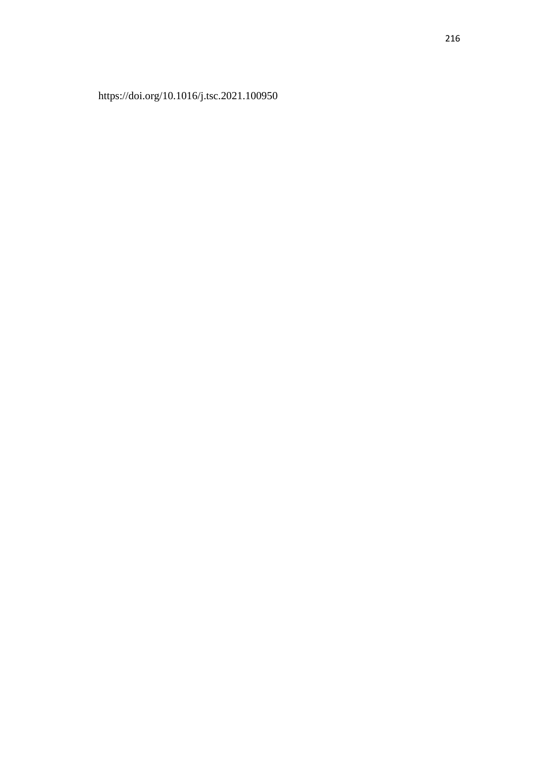https://doi.org/10.1016/j.tsc.2021.100950